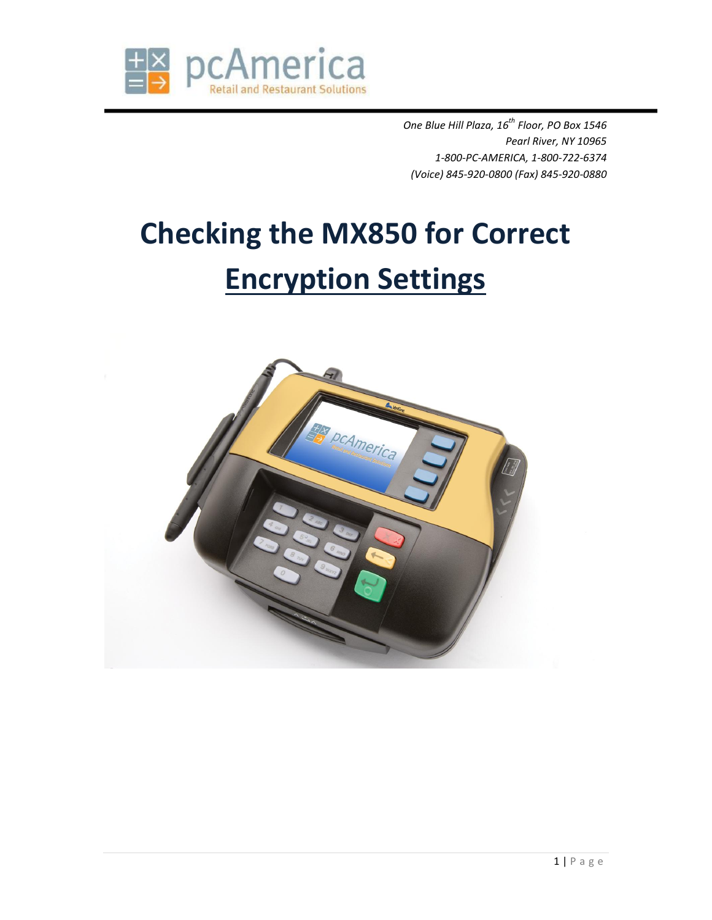*One Blue Hill Plaza, 16th Floor, PO Box 1546*
*Pearl River, NY 10965*
*1-800-PC-AMERICA, 1-800-722-6374*
*(Voice) 845-920-0800 (Fax) 845-920-0880*

# Checking the MX850 for Correct Encryption Settings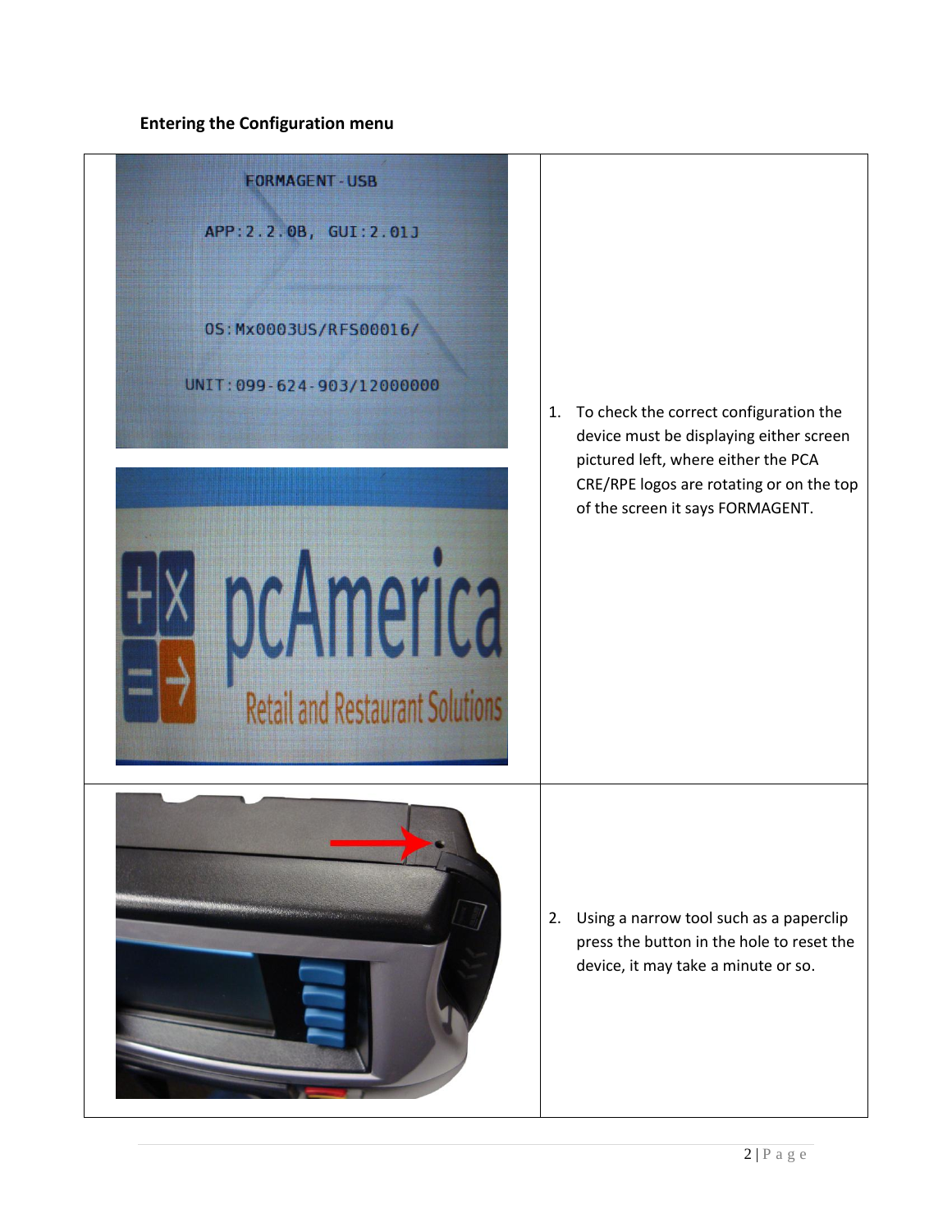**Entering the Configuration menu**

1. To check the correct configuration the device must be displaying either screen pictured left, where either the PCA CRE/RPE logos are rotating or on the top of the screen it says FORMAGENT.

2. Using a narrow tool such as a paperclip press the button in the hole to reset the device, it may take a minute or so.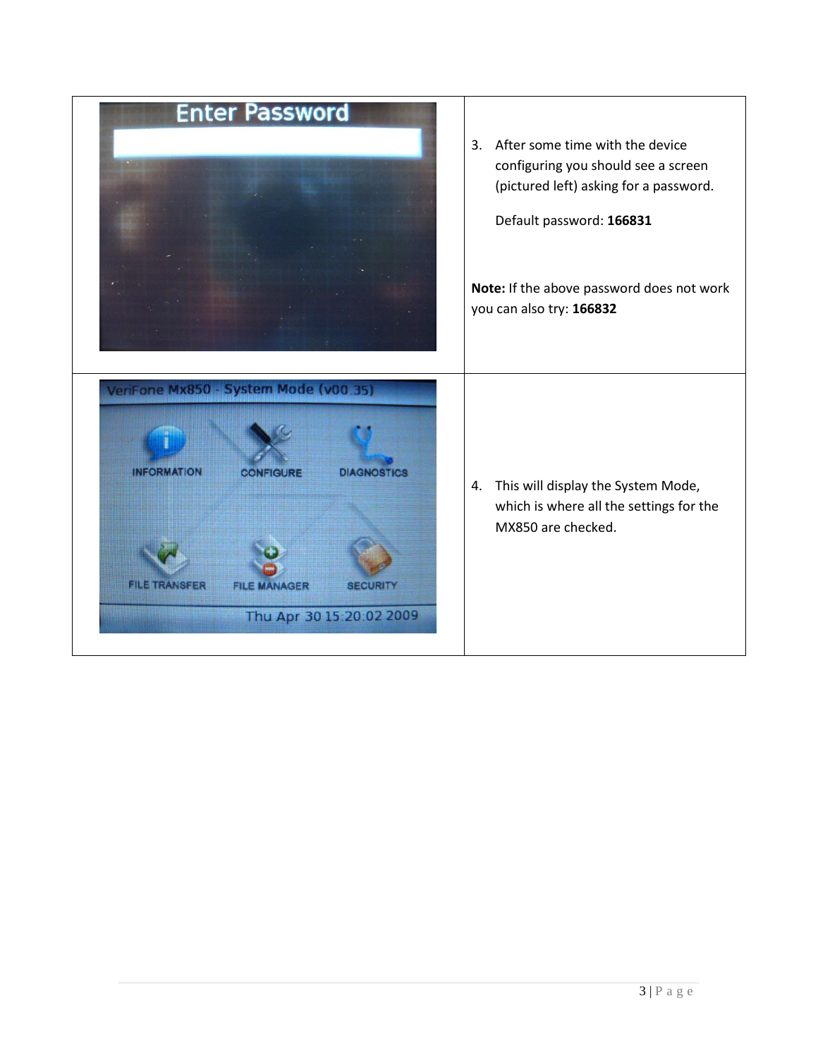3. After some time with the device configuring you should see a screen (pictured left) asking for a password.

   Default password: **166831**

**Note:** If the above password does not work you can also try: **166832**

4. This will display the System Mode, which is where all the settings for the MX850 are checked.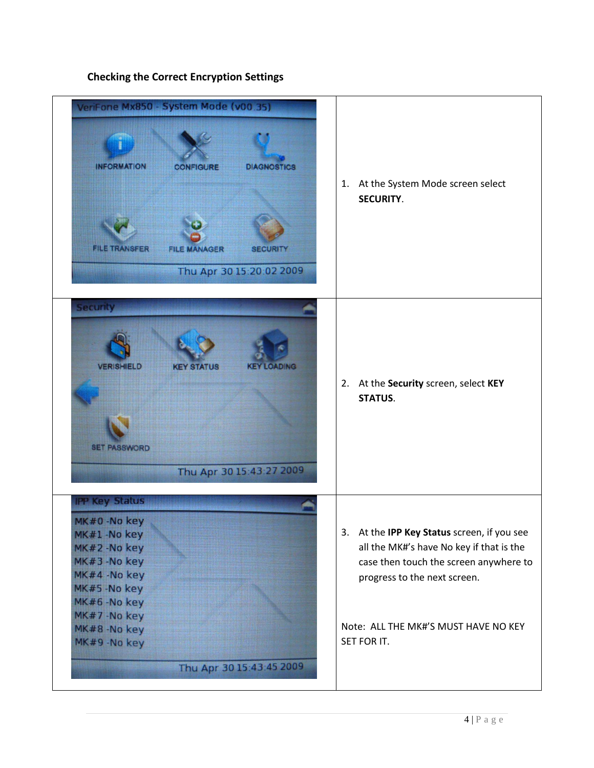## Checking the Correct Encryption Settings

| | |
|---|---|
| | 1. At the System Mode screen select **SECURITY**. |
| | 2. At the **Security** screen, select **KEY STATUS**. |
| | 3. At the **IPP Key Status** screen, if you see all the MK#'s have No key if that is the case then touch the screen anywhere to progress to the next screen.<br><br>Note: ALL THE MK#'S MUST HAVE NO KEY SET FOR IT. |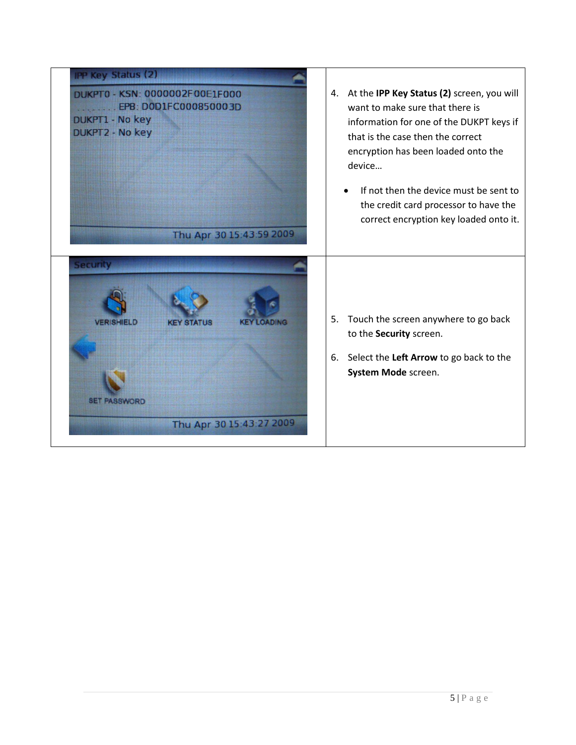| | |
|---|---|
| | 4. At the **IPP Key Status (2)** screen, you will want to make sure that there is information for one of the DUKPT keys if that is the case then the correct encryption has been loaded onto the device…<br><br>• If not then the device must be sent to the credit card processor to have the correct encryption key loaded onto it. |
| | 5. Touch the screen anywhere to go back to the **Security** screen.<br><br>6. Select the **Left Arrow** to go back to the **System Mode** screen. |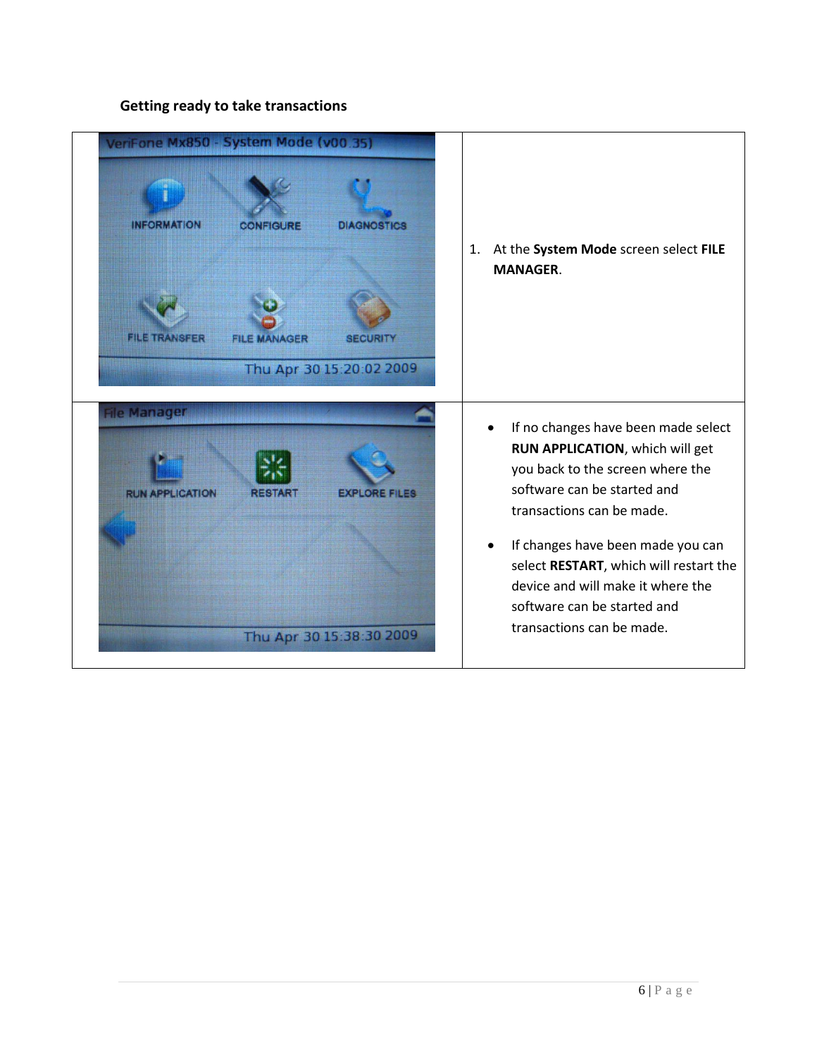### Getting ready to take transactions

| | |
|---|---|
| | 1. At the **System Mode** screen select **FILE MANAGER**. |
| | • If no changes have been made select **RUN APPLICATION**, which will get you back to the screen where the software can be started and transactions can be made.<br><br>• If changes have been made you can select **RESTART**, which will restart the device and will make it where the software can be started and transactions can be made. |